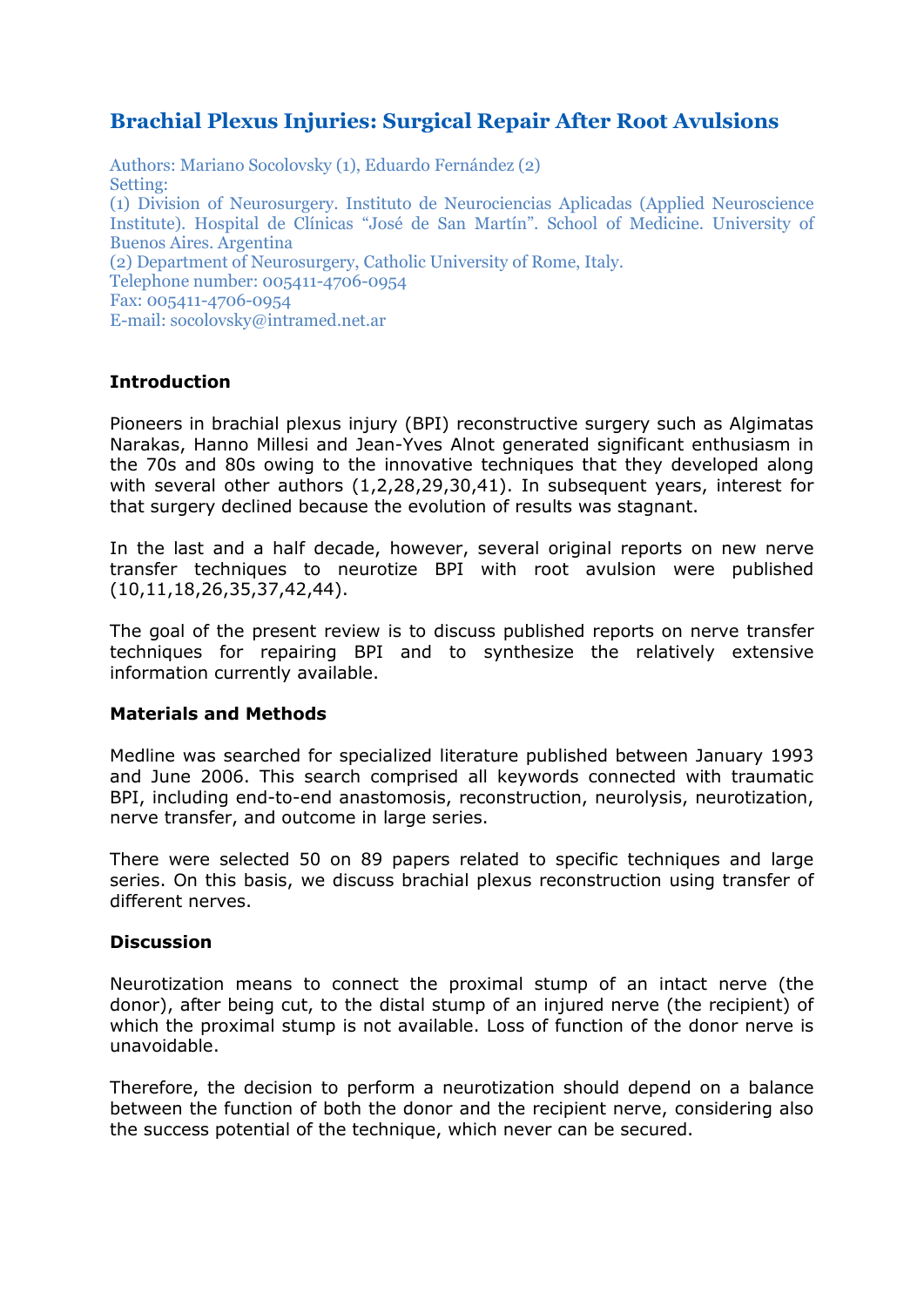# Brachial Plexus Injuries: Surgical Repair After Root Avulsions

Authors: Mariano Socolovsky (1), Eduardo Fernández (2)
Setting:
(1) Division of Neurosurgery. Instituto de Neurociencias Aplicadas (Applied Neuroscience Institute). Hospital de Clínicas "José de San Martín". School of Medicine. University of Buenos Aires. Argentina
(2) Department of Neurosurgery, Catholic University of Rome, Italy.
Telephone number: 005411-4706-0954
Fax: 005411-4706-0954
E-mail: socolovsky@intramed.net.ar

## Introduction

Pioneers in brachial plexus injury (BPI) reconstructive surgery such as Algimatas Narakas, Hanno Millesi and Jean-Yves Alnot generated significant enthusiasm in the 70s and 80s owing to the innovative techniques that they developed along with several other authors (1,2,28,29,30,41). In subsequent years, interest for that surgery declined because the evolution of results was stagnant.

In the last and a half decade, however, several original reports on new nerve transfer techniques to neurotize BPI with root avulsion were published (10,11,18,26,35,37,42,44).

The goal of the present review is to discuss published reports on nerve transfer techniques for repairing BPI and to synthesize the relatively extensive information currently available.

## Materials and Methods

Medline was searched for specialized literature published between January 1993 and June 2006. This search comprised all keywords connected with traumatic BPI, including end-to-end anastomosis, reconstruction, neurolysis, neurotization, nerve transfer, and outcome in large series.

There were selected 50 on 89 papers related to specific techniques and large series. On this basis, we discuss brachial plexus reconstruction using transfer of different nerves.

## Discussion

Neurotization means to connect the proximal stump of an intact nerve (the donor), after being cut, to the distal stump of an injured nerve (the recipient) of which the proximal stump is not available. Loss of function of the donor nerve is unavoidable.

Therefore, the decision to perform a neurotization should depend on a balance between the function of both the donor and the recipient nerve, considering also the success potential of the technique, which never can be secured.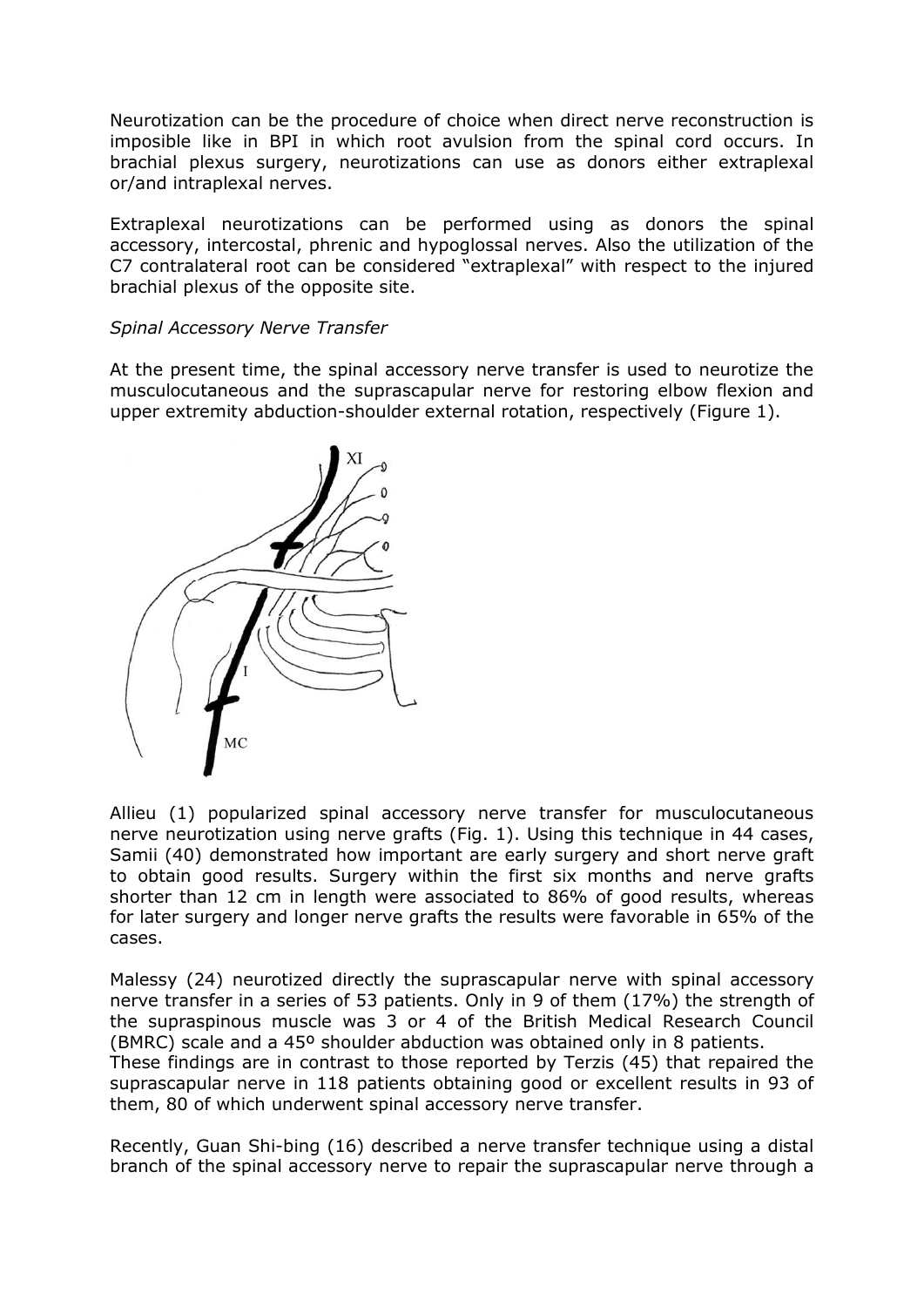Neurotization can be the procedure of choice when direct nerve reconstruction is imposible like in BPI in which root avulsion from the spinal cord occurs. In brachial plexus surgery, neurotizations can use as donors either extraplexal or/and intraplexal nerves.

Extraplexal neurotizations can be performed using as donors the spinal accessory, intercostal, phrenic and hypoglossal nerves. Also the utilization of the C7 contralateral root can be considered "extraplexal" with respect to the injured brachial plexus of the opposite site.

*Spinal Accessory Nerve Transfer*

At the present time, the spinal accessory nerve transfer is used to neurotize the musculocutaneous and the suprascapular nerve for restoring elbow flexion and upper extremity abduction-shoulder external rotation, respectively (Figure 1).

Allieu (1) popularized spinal accessory nerve transfer for musculocutaneous nerve neurotization using nerve grafts (Fig. 1). Using this technique in 44 cases, Samii (40) demonstrated how important are early surgery and short nerve graft to obtain good results. Surgery within the first six months and nerve grafts shorter than 12 cm in length were associated to 86% of good results, whereas for later surgery and longer nerve grafts the results were favorable in 65% of the cases.

Malessy (24) neurotized directly the suprascapular nerve with spinal accessory nerve transfer in a series of 53 patients. Only in 9 of them (17%) the strength of the supraspinous muscle was 3 or 4 of the British Medical Research Council (BMRC) scale and a 45º shoulder abduction was obtained only in 8 patients.
These findings are in contrast to those reported by Terzis (45) that repaired the suprascapular nerve in 118 patients obtaining good or excellent results in 93 of them, 80 of which underwent spinal accessory nerve transfer.

Recently, Guan Shi-bing (16) described a nerve transfer technique using a distal branch of the spinal accessory nerve to repair the suprascapular nerve through a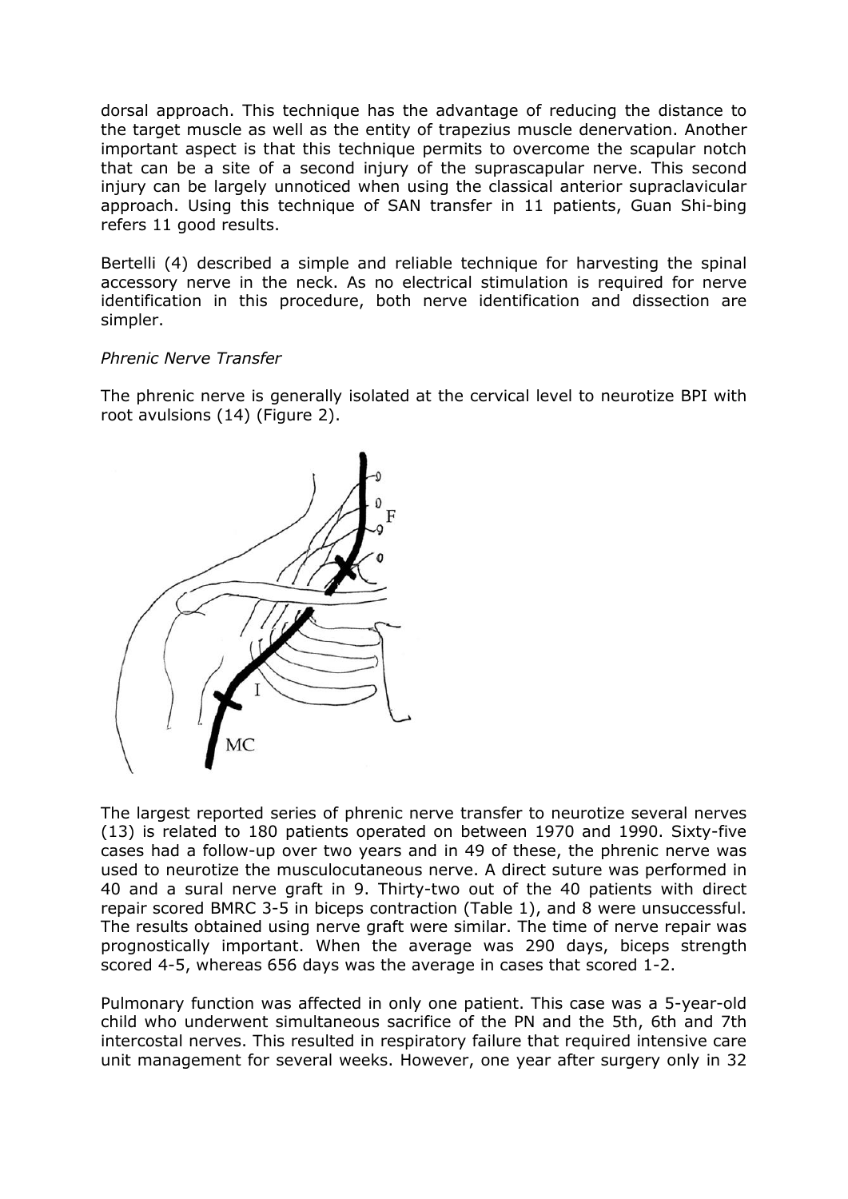dorsal approach. This technique has the advantage of reducing the distance to the target muscle as well as the entity of trapezius muscle denervation. Another important aspect is that this technique permits to overcome the scapular notch that can be a site of a second injury of the suprascapular nerve. This second injury can be largely unnoticed when using the classical anterior supraclavicular approach. Using this technique of SAN transfer in 11 patients, Guan Shi-bing refers 11 good results.

Bertelli (4) described a simple and reliable technique for harvesting the spinal accessory nerve in the neck. As no electrical stimulation is required for nerve identification in this procedure, both nerve identification and dissection are simpler.

*Phrenic Nerve Transfer*

The phrenic nerve is generally isolated at the cervical level to neurotize BPI with root avulsions (14) (Figure 2).

The largest reported series of phrenic nerve transfer to neurotize several nerves (13) is related to 180 patients operated on between 1970 and 1990. Sixty-five cases had a follow-up over two years and in 49 of these, the phrenic nerve was used to neurotize the musculocutaneous nerve. A direct suture was performed in 40 and a sural nerve graft in 9. Thirty-two out of the 40 patients with direct repair scored BMRC 3-5 in biceps contraction (Table 1), and 8 were unsuccessful. The results obtained using nerve graft were similar. The time of nerve repair was prognostically important. When the average was 290 days, biceps strength scored 4-5, whereas 656 days was the average in cases that scored 1-2.

Pulmonary function was affected in only one patient. This case was a 5-year-old child who underwent simultaneous sacrifice of the PN and the 5th, 6th and 7th intercostal nerves. This resulted in respiratory failure that required intensive care unit management for several weeks. However, one year after surgery only in 32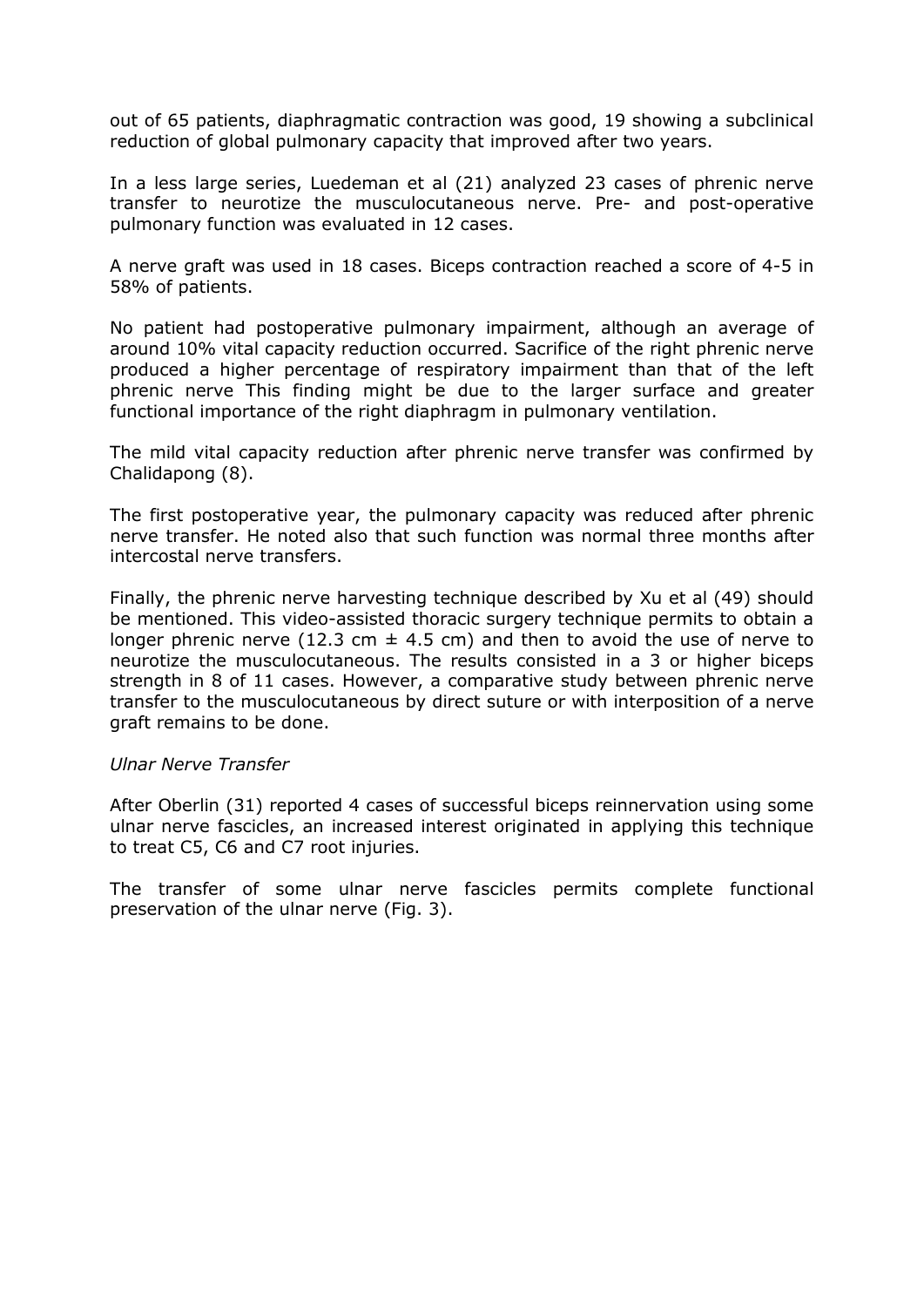out of 65 patients, diaphragmatic contraction was good, 19 showing a subclinical reduction of global pulmonary capacity that improved after two years.

In a less large series, Luedeman et al (21) analyzed 23 cases of phrenic nerve transfer to neurotize the musculocutaneous nerve. Pre- and post-operative pulmonary function was evaluated in 12 cases.

A nerve graft was used in 18 cases. Biceps contraction reached a score of 4-5 in 58% of patients.

No patient had postoperative pulmonary impairment, although an average of around 10% vital capacity reduction occurred. Sacrifice of the right phrenic nerve produced a higher percentage of respiratory impairment than that of the left phrenic nerve This finding might be due to the larger surface and greater functional importance of the right diaphragm in pulmonary ventilation.

The mild vital capacity reduction after phrenic nerve transfer was confirmed by Chalidapong (8).

The first postoperative year, the pulmonary capacity was reduced after phrenic nerve transfer. He noted also that such function was normal three months after intercostal nerve transfers.

Finally, the phrenic nerve harvesting technique described by Xu et al (49) should be mentioned. This video-assisted thoracic surgery technique permits to obtain a longer phrenic nerve (12.3 cm $\pm$ 4.5 cm) and then to avoid the use of nerve to neurotize the musculocutaneous. The results consisted in a 3 or higher biceps strength in 8 of 11 cases. However, a comparative study between phrenic nerve transfer to the musculocutaneous by direct suture or with interposition of a nerve graft remains to be done.

*Ulnar Nerve Transfer*

After Oberlin (31) reported 4 cases of successful biceps reinnervation using some ulnar nerve fascicles, an increased interest originated in applying this technique to treat C5, C6 and C7 root injuries.

The transfer of some ulnar nerve fascicles permits complete functional preservation of the ulnar nerve (Fig. 3).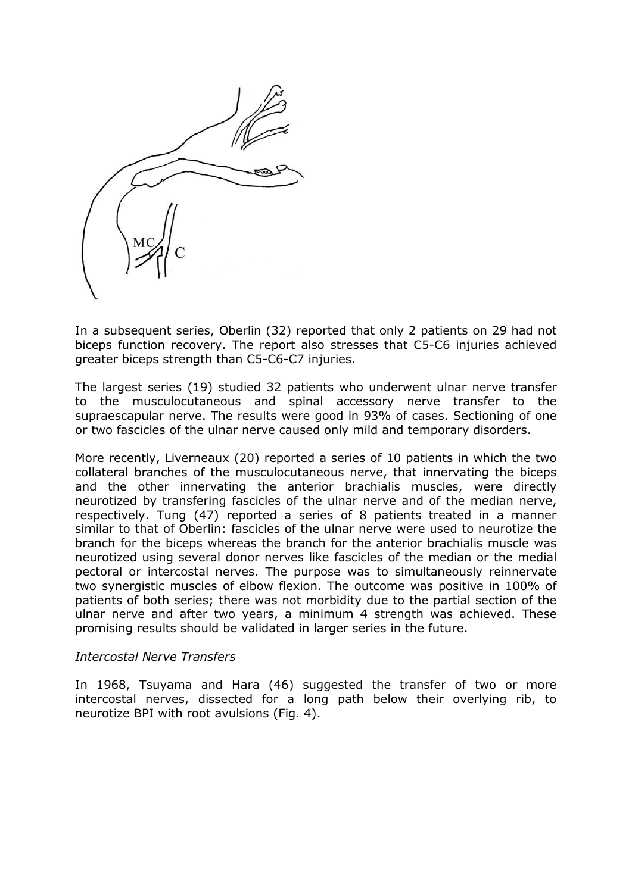In a subsequent series, Oberlin (32) reported that only 2 patients on 29 had not biceps function recovery. The report also stresses that C5-C6 injuries achieved greater biceps strength than C5-C6-C7 injuries.

The largest series (19) studied 32 patients who underwent ulnar nerve transfer to the musculocutaneous and spinal accessory nerve transfer to the supraescapular nerve. The results were good in 93% of cases. Sectioning of one or two fascicles of the ulnar nerve caused only mild and temporary disorders.

More recently, Liverneaux (20) reported a series of 10 patients in which the two collateral branches of the musculocutaneous nerve, that innervating the biceps and the other innervating the anterior brachialis muscles, were directly neurotized by transfering fascicles of the ulnar nerve and of the median nerve, respectively. Tung (47) reported a series of 8 patients treated in a manner similar to that of Oberlin: fascicles of the ulnar nerve were used to neurotize the branch for the biceps whereas the branch for the anterior brachialis muscle was neurotized using several donor nerves like fascicles of the median or the medial pectoral or intercostal nerves. The purpose was to simultaneously reinnervate two synergistic muscles of elbow flexion. The outcome was positive in 100% of patients of both series; there was not morbidity due to the partial section of the ulnar nerve and after two years, a minimum 4 strength was achieved. These promising results should be validated in larger series in the future.

*Intercostal Nerve Transfers*

In 1968, Tsuyama and Hara (46) suggested the transfer of two or more intercostal nerves, dissected for a long path below their overlying rib, to neurotize BPI with root avulsions (Fig. 4).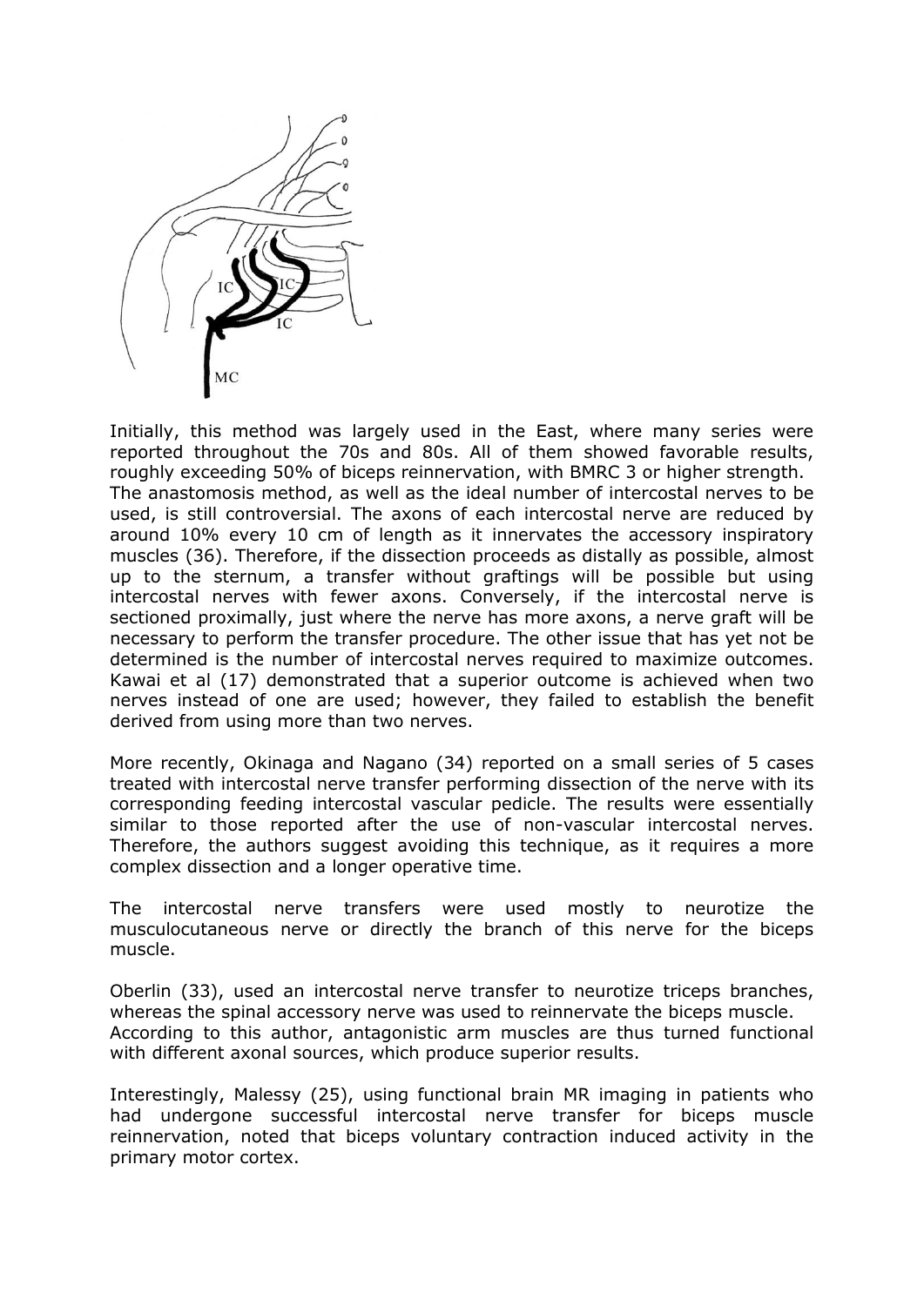Initially, this method was largely used in the East, where many series were reported throughout the 70s and 80s. All of them showed favorable results, roughly exceeding 50% of biceps reinnervation, with BMRC 3 or higher strength.
The anastomosis method, as well as the ideal number of intercostal nerves to be used, is still controversial. The axons of each intercostal nerve are reduced by around 10% every 10 cm of length as it innervates the accessory inspiratory muscles (36). Therefore, if the dissection proceeds as distally as possible, almost up to the sternum, a transfer without graftings will be possible but using intercostal nerves with fewer axons. Conversely, if the intercostal nerve is sectioned proximally, just where the nerve has more axons, a nerve graft will be necessary to perform the transfer procedure. The other issue that has yet not be determined is the number of intercostal nerves required to maximize outcomes. Kawai et al (17) demonstrated that a superior outcome is achieved when two nerves instead of one are used; however, they failed to establish the benefit derived from using more than two nerves.

More recently, Okinaga and Nagano (34) reported on a small series of 5 cases treated with intercostal nerve transfer performing dissection of the nerve with its corresponding feeding intercostal vascular pedicle. The results were essentially similar to those reported after the use of non-vascular intercostal nerves. Therefore, the authors suggest avoiding this technique, as it requires a more complex dissection and a longer operative time.

The intercostal nerve transfers were used mostly to neurotize the musculocutaneous nerve or directly the branch of this nerve for the biceps muscle.

Oberlin (33), used an intercostal nerve transfer to neurotize triceps branches, whereas the spinal accessory nerve was used to reinnervate the biceps muscle.
According to this author, antagonistic arm muscles are thus turned functional with different axonal sources, which produce superior results.

Interestingly, Malessy (25), using functional brain MR imaging in patients who had undergone successful intercostal nerve transfer for biceps muscle reinnervation, noted that biceps voluntary contraction induced activity in the primary motor cortex.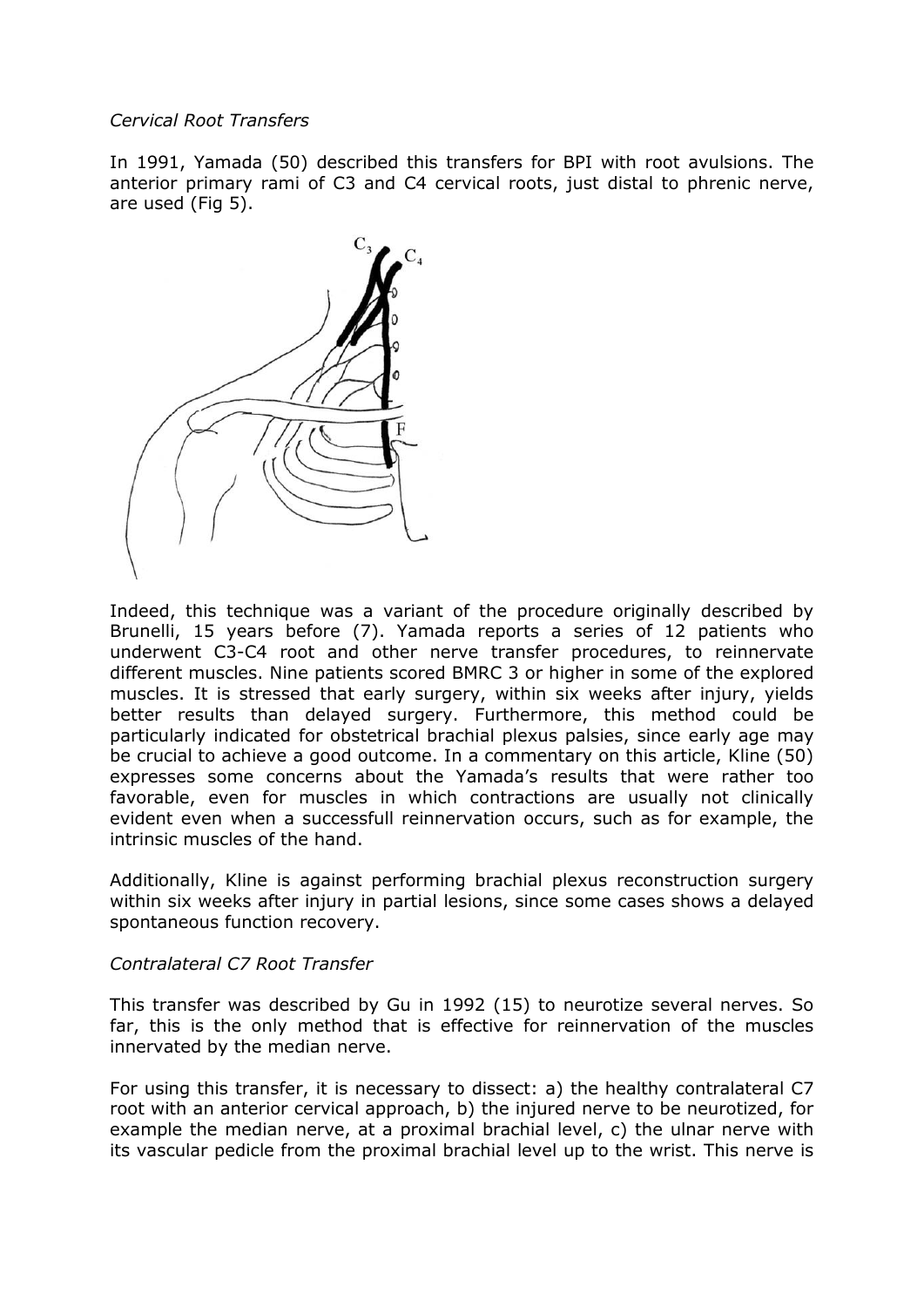*Cervical Root Transfers*

In 1991, Yamada (50) described this transfers for BPI with root avulsions. The anterior primary rami of C3 and C4 cervical roots, just distal to phrenic nerve, are used (Fig 5).

Indeed, this technique was a variant of the procedure originally described by Brunelli, 15 years before (7). Yamada reports a series of 12 patients who underwent C3-C4 root and other nerve transfer procedures, to reinnervate different muscles. Nine patients scored BMRC 3 or higher in some of the explored muscles. It is stressed that early surgery, within six weeks after injury, yields better results than delayed surgery. Furthermore, this method could be particularly indicated for obstetrical brachial plexus palsies, since early age may be crucial to achieve a good outcome. In a commentary on this article, Kline (50) expresses some concerns about the Yamada's results that were rather too favorable, even for muscles in which contractions are usually not clinically evident even when a successfull reinnervation occurs, such as for example, the intrinsic muscles of the hand.

Additionally, Kline is against performing brachial plexus reconstruction surgery within six weeks after injury in partial lesions, since some cases shows a delayed spontaneous function recovery.

*Contralateral C7 Root Transfer*

This transfer was described by Gu in 1992 (15) to neurotize several nerves. So far, this is the only method that is effective for reinnervation of the muscles innervated by the median nerve.

For using this transfer, it is necessary to dissect: a) the healthy contralateral C7 root with an anterior cervical approach, b) the injured nerve to be neurotized, for example the median nerve, at a proximal brachial level, c) the ulnar nerve with its vascular pedicle from the proximal brachial level up to the wrist. This nerve is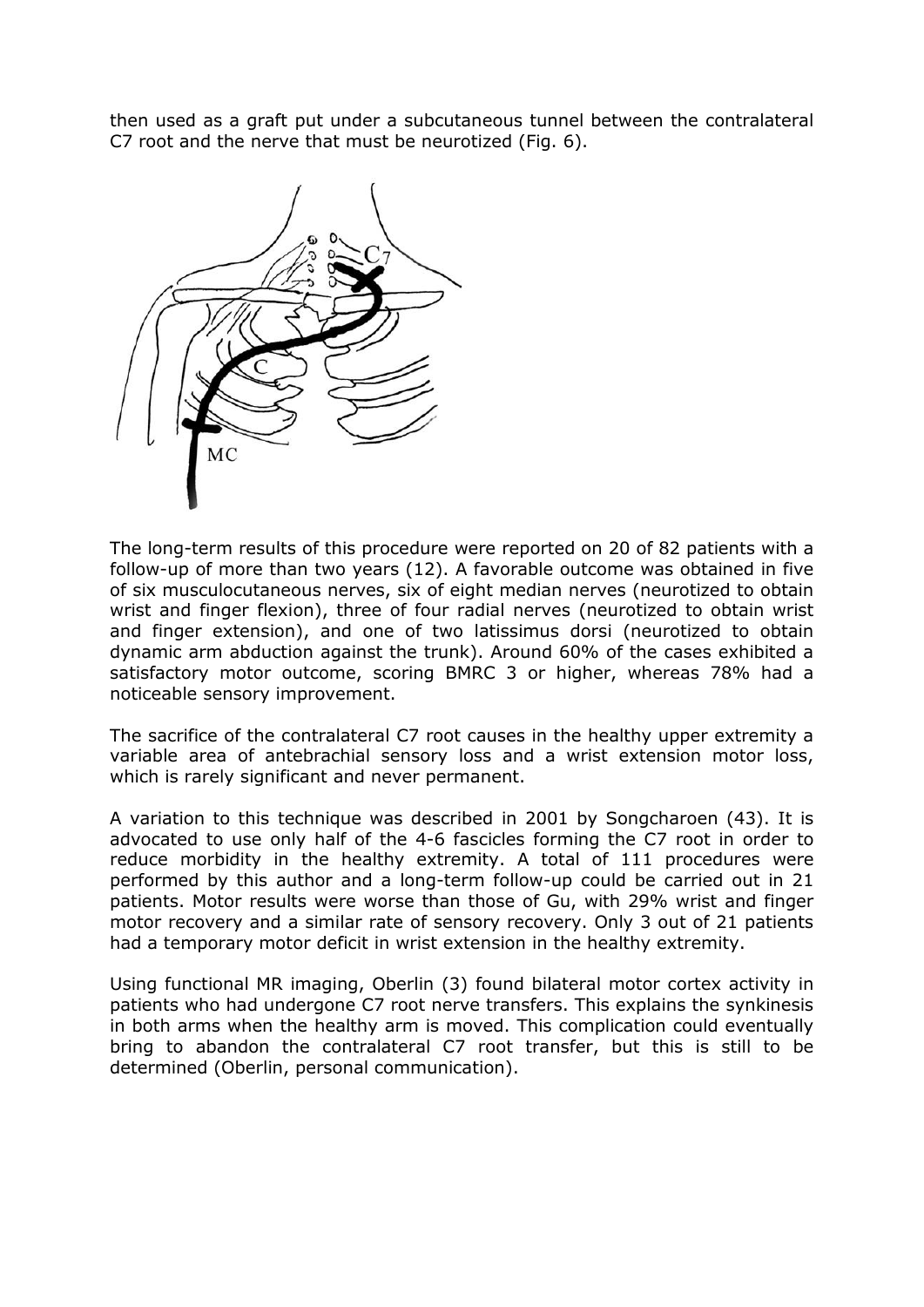then used as a graft put under a subcutaneous tunnel between the contralateral C7 root and the nerve that must be neurotized (Fig. 6).

The long-term results of this procedure were reported on 20 of 82 patients with a follow-up of more than two years (12). A favorable outcome was obtained in five of six musculocutaneous nerves, six of eight median nerves (neurotized to obtain wrist and finger flexion), three of four radial nerves (neurotized to obtain wrist and finger extension), and one of two latissimus dorsi (neurotized to obtain dynamic arm abduction against the trunk). Around 60% of the cases exhibited a satisfactory motor outcome, scoring BMRC 3 or higher, whereas 78% had a noticeable sensory improvement.

The sacrifice of the contralateral C7 root causes in the healthy upper extremity a variable area of antebrachial sensory loss and a wrist extension motor loss, which is rarely significant and never permanent.

A variation to this technique was described in 2001 by Songcharoen (43). It is advocated to use only half of the 4-6 fascicles forming the C7 root in order to reduce morbidity in the healthy extremity. A total of 111 procedures were performed by this author and a long-term follow-up could be carried out in 21 patients. Motor results were worse than those of Gu, with 29% wrist and finger motor recovery and a similar rate of sensory recovery. Only 3 out of 21 patients had a temporary motor deficit in wrist extension in the healthy extremity.

Using functional MR imaging, Oberlin (3) found bilateral motor cortex activity in patients who had undergone C7 root nerve transfers. This explains the synkinesis in both arms when the healthy arm is moved. This complication could eventually bring to abandon the contralateral C7 root transfer, but this is still to be determined (Oberlin, personal communication).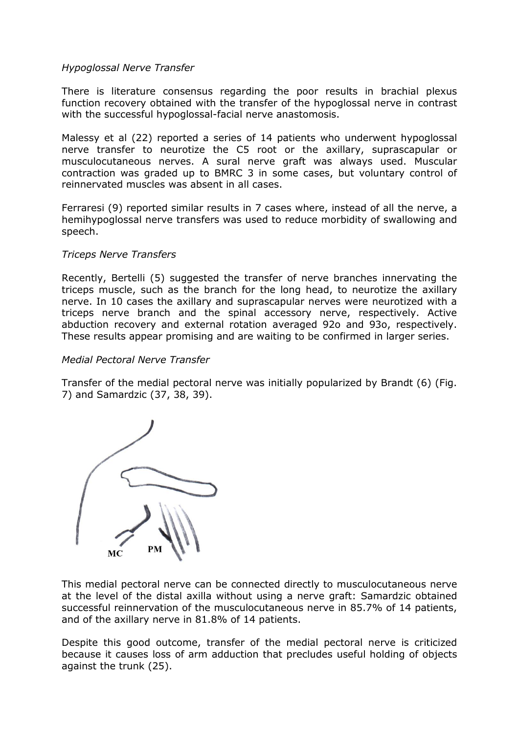*Hypoglossal Nerve Transfer*

There is literature consensus regarding the poor results in brachial plexus function recovery obtained with the transfer of the hypoglossal nerve in contrast with the successful hypoglossal-facial nerve anastomosis.

Malessy et al (22) reported a series of 14 patients who underwent hypoglossal nerve transfer to neurotize the C5 root or the axillary, suprascapular or musculocutaneous nerves. A sural nerve graft was always used. Muscular contraction was graded up to BMRC 3 in some cases, but voluntary control of reinnervated muscles was absent in all cases.

Ferraresi (9) reported similar results in 7 cases where, instead of all the nerve, a hemihypoglossal nerve transfers was used to reduce morbidity of swallowing and speech.

*Triceps Nerve Transfers*

Recently, Bertelli (5) suggested the transfer of nerve branches innervating the triceps muscle, such as the branch for the long head, to neurotize the axillary nerve. In 10 cases the axillary and suprascapular nerves were neurotized with a triceps nerve branch and the spinal accessory nerve, respectively. Active abduction recovery and external rotation averaged 92o and 93o, respectively. These results appear promising and are waiting to be confirmed in larger series.

*Medial Pectoral Nerve Transfer*

Transfer of the medial pectoral nerve was initially popularized by Brandt (6) (Fig. 7) and Samardzic (37, 38, 39).

MC PM

This medial pectoral nerve can be connected directly to musculocutaneous nerve at the level of the distal axilla without using a nerve graft: Samardzic obtained successful reinnervation of the musculocutaneous nerve in 85.7% of 14 patients, and of the axillary nerve in 81.8% of 14 patients.

Despite this good outcome, transfer of the medial pectoral nerve is criticized because it causes loss of arm adduction that precludes useful holding of objects against the trunk (25).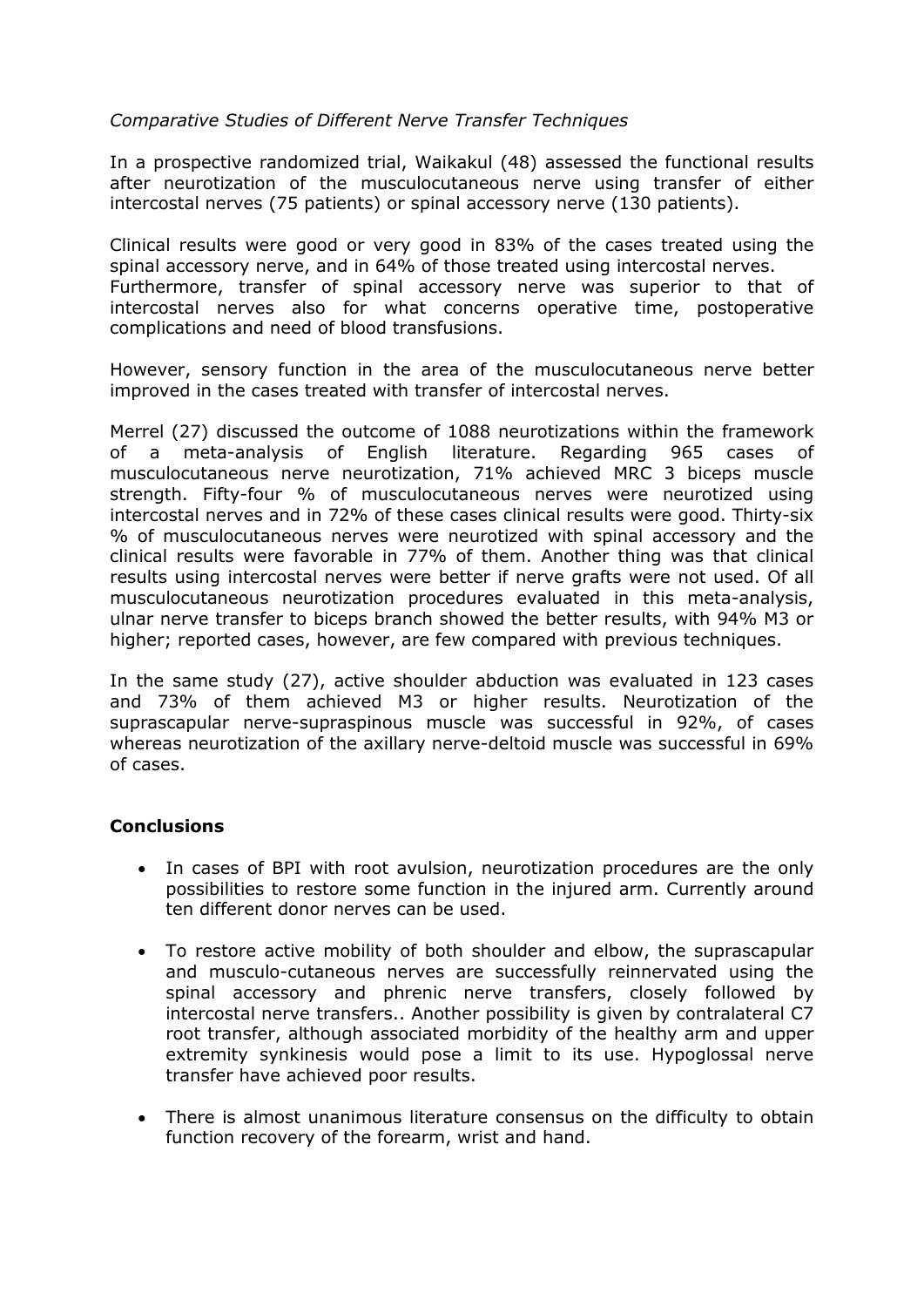*Comparative Studies of Different Nerve Transfer Techniques*

In a prospective randomized trial, Waikakul (48) assessed the functional results after neurotization of the musculocutaneous nerve using transfer of either intercostal nerves (75 patients) or spinal accessory nerve (130 patients).

Clinical results were good or very good in 83% of the cases treated using the spinal accessory nerve, and in 64% of those treated using intercostal nerves. Furthermore, transfer of spinal accessory nerve was superior to that of intercostal nerves also for what concerns operative time, postoperative complications and need of blood transfusions.

However, sensory function in the area of the musculocutaneous nerve better improved in the cases treated with transfer of intercostal nerves.

Merrel (27) discussed the outcome of 1088 neurotizations within the framework of a meta-analysis of English literature. Regarding 965 cases of musculocutaneous nerve neurotization, 71% achieved MRC 3 biceps muscle strength. Fifty-four % of musculocutaneous nerves were neurotized using intercostal nerves and in 72% of these cases clinical results were good. Thirty-six % of musculocutaneous nerves were neurotized with spinal accessory and the clinical results were favorable in 77% of them. Another thing was that clinical results using intercostal nerves were better if nerve grafts were not used. Of all musculocutaneous neurotization procedures evaluated in this meta-analysis, ulnar nerve transfer to biceps branch showed the better results, with 94% M3 or higher; reported cases, however, are few compared with previous techniques.

In the same study (27), active shoulder abduction was evaluated in 123 cases and 73% of them achieved M3 or higher results. Neurotization of the suprascapular nerve-supraspinous muscle was successful in 92%, of cases whereas neurotization of the axillary nerve-deltoid muscle was successful in 69% of cases.

## Conclusions

- In cases of BPI with root avulsion, neurotization procedures are the only possibilities to restore some function in the injured arm. Currently around ten different donor nerves can be used.
- To restore active mobility of both shoulder and elbow, the suprascapular and musculo-cutaneous nerves are successfully reinnervated using the spinal accessory and phrenic nerve transfers, closely followed by intercostal nerve transfers.. Another possibility is given by contralateral C7 root transfer, although associated morbidity of the healthy arm and upper extremity synkinesis would pose a limit to its use. Hypoglossal nerve transfer have achieved poor results.
- There is almost unanimous literature consensus on the difficulty to obtain function recovery of the forearm, wrist and hand.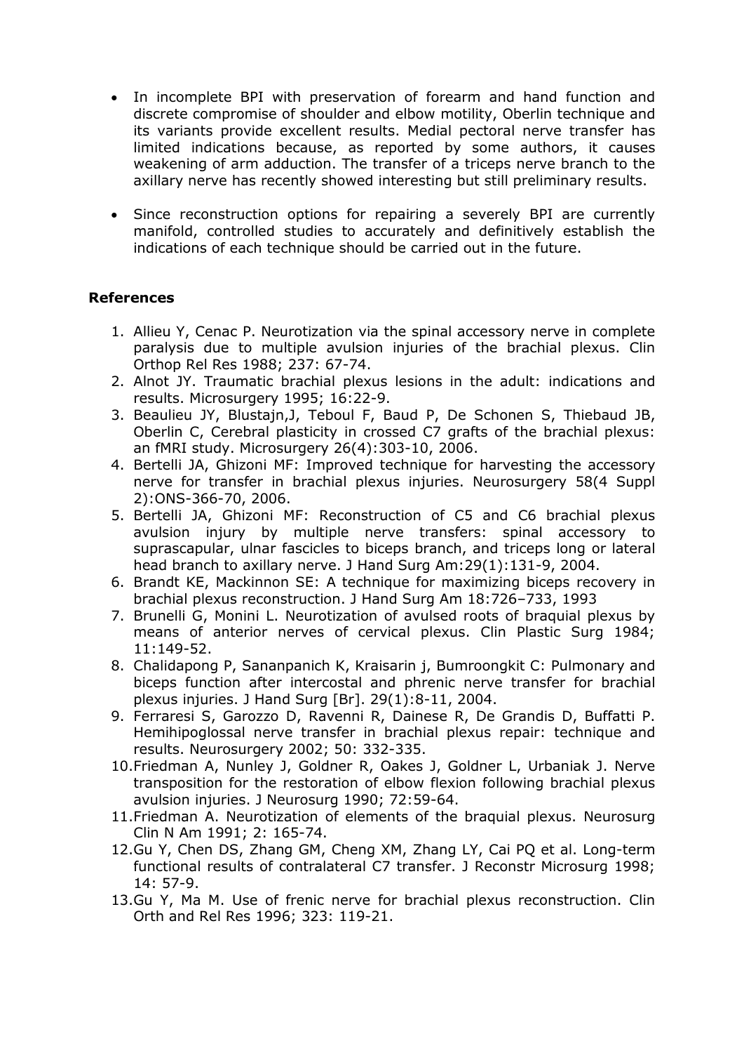- In incomplete BPI with preservation of forearm and hand function and discrete compromise of shoulder and elbow motility, Oberlin technique and its variants provide excellent results. Medial pectoral nerve transfer has limited indications because, as reported by some authors, it causes weakening of arm adduction. The transfer of a triceps nerve branch to the axillary nerve has recently showed interesting but still preliminary results.

- Since reconstruction options for repairing a severely BPI are currently manifold, controlled studies to accurately and definitively establish the indications of each technique should be carried out in the future.

### References

1. Allieu Y, Cenac P. Neurotization via the spinal accessory nerve in complete paralysis due to multiple avulsion injuries of the brachial plexus. Clin Orthop Rel Res 1988; 237: 67-74.
2. Alnot JY. Traumatic brachial plexus lesions in the adult: indications and results. Microsurgery 1995; 16:22-9.
3. Beaulieu JY, Blustajn,J, Teboul F, Baud P, De Schonen S, Thiebaud JB, Oberlin C, Cerebral plasticity in crossed C7 grafts of the brachial plexus: an fMRI study. Microsurgery 26(4):303-10, 2006.
4. Bertelli JA, Ghizoni MF: Improved technique for harvesting the accessory nerve for transfer in brachial plexus injuries. Neurosurgery 58(4 Suppl 2):ONS-366-70, 2006.
5. Bertelli JA, Ghizoni MF: Reconstruction of C5 and C6 brachial plexus avulsion injury by multiple nerve transfers: spinal accessory to suprascapular, ulnar fascicles to biceps branch, and triceps long or lateral head branch to axillary nerve. J Hand Surg Am:29(1):131-9, 2004.
6. Brandt KE, Mackinnon SE: A technique for maximizing biceps recovery in brachial plexus reconstruction. J Hand Surg Am 18:726–733, 1993
7. Brunelli G, Monini L. Neurotization of avulsed roots of braquial plexus by means of anterior nerves of cervical plexus. Clin Plastic Surg 1984; 11:149-52.
8. Chalidapong P, Sananpanich K, Kraisarin j, Bumroongkit C: Pulmonary and biceps function after intercostal and phrenic nerve transfer for brachial plexus injuries. J Hand Surg [Br]. 29(1):8-11, 2004.
9. Ferraresi S, Garozzo D, Ravenni R, Dainese R, De Grandis D, Buffatti P. Hemihipoglossal nerve transfer in brachial plexus repair: technique and results. Neurosurgery 2002; 50: 332-335.
10. Friedman A, Nunley J, Goldner R, Oakes J, Goldner L, Urbaniak J. Nerve transposition for the restoration of elbow flexion following brachial plexus avulsion injuries. J Neurosurg 1990; 72:59-64.
11. Friedman A. Neurotization of elements of the braquial plexus. Neurosurg Clin N Am 1991; 2: 165-74.
12. Gu Y, Chen DS, Zhang GM, Cheng XM, Zhang LY, Cai PQ et al. Long-term functional results of contralateral C7 transfer. J Reconstr Microsurg 1998; 14: 57-9.
13. Gu Y, Ma M. Use of frenic nerve for brachial plexus reconstruction. Clin Orth and Rel Res 1996; 323: 119-21.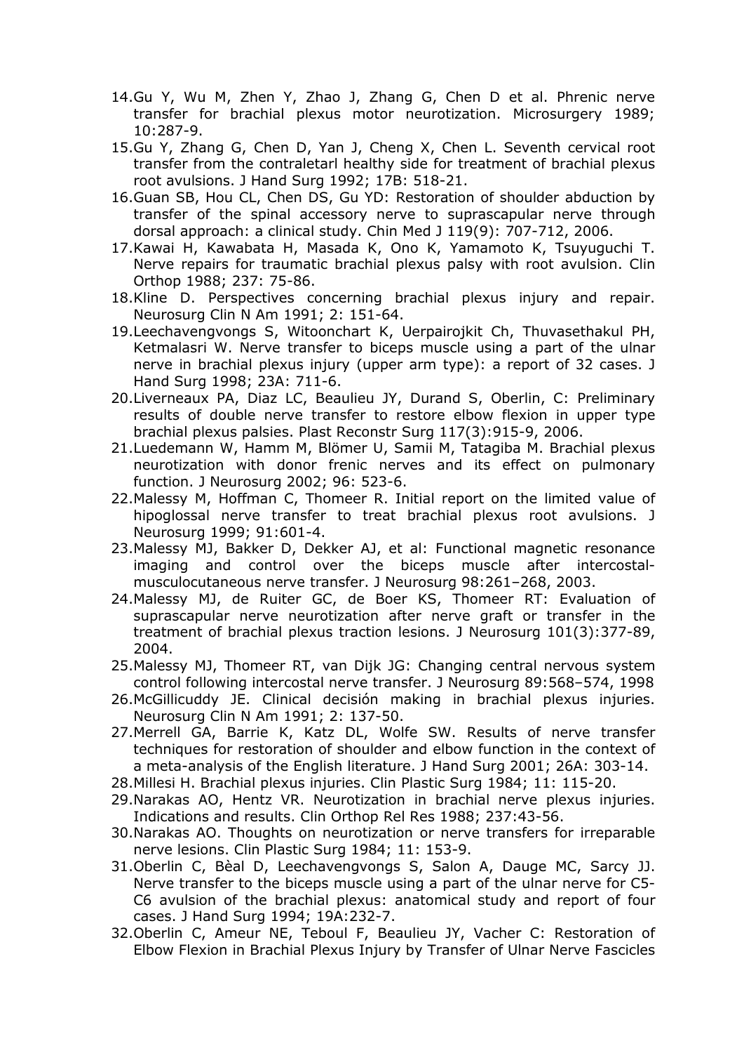14. Gu Y, Wu M, Zhen Y, Zhao J, Zhang G, Chen D et al. Phrenic nerve transfer for brachial plexus motor neurotization. Microsurgery 1989; 10:287-9.
15. Gu Y, Zhang G, Chen D, Yan J, Cheng X, Chen L. Seventh cervical root transfer from the contraletarl healthy side for treatment of brachial plexus root avulsions. J Hand Surg 1992; 17B: 518-21.
16. Guan SB, Hou CL, Chen DS, Gu YD: Restoration of shoulder abduction by transfer of the spinal accessory nerve to suprascapular nerve through dorsal approach: a clinical study. Chin Med J 119(9): 707-712, 2006.
17. Kawai H, Kawabata H, Masada K, Ono K, Yamamoto K, Tsuyuguchi T. Nerve repairs for traumatic brachial plexus palsy with root avulsion. Clin Orthop 1988; 237: 75-86.
18. Kline D. Perspectives concerning brachial plexus injury and repair. Neurosurg Clin N Am 1991; 2: 151-64.
19. Leechavengvongs S, Witoonchart K, Uerpairojkit Ch, Thuvasethakul PH, Ketmalasri W. Nerve transfer to biceps muscle using a part of the ulnar nerve in brachial plexus injury (upper arm type): a report of 32 cases. J Hand Surg 1998; 23A: 711-6.
20. Liverneaux PA, Diaz LC, Beaulieu JY, Durand S, Oberlin, C: Preliminary results of double nerve transfer to restore elbow flexion in upper type brachial plexus palsies. Plast Reconstr Surg 117(3):915-9, 2006.
21. Luedemann W, Hamm M, Blömer U, Samii M, Tatagiba M. Brachial plexus neurotization with donor frenic nerves and its effect on pulmonary function. J Neurosurg 2002; 96: 523-6.
22. Malessy M, Hoffman C, Thomeer R. Initial report on the limited value of hipoglossal nerve transfer to treat brachial plexus root avulsions. J Neurosurg 1999; 91:601-4.
23. Malessy MJ, Bakker D, Dekker AJ, et al: Functional magnetic resonance imaging and control over the biceps muscle after intercostal-musculocutaneous nerve transfer. J Neurosurg 98:261–268, 2003.
24. Malessy MJ, de Ruiter GC, de Boer KS, Thomeer RT: Evaluation of suprascapular nerve neurotization after nerve graft or transfer in the treatment of brachial plexus traction lesions. J Neurosurg 101(3):377-89, 2004.
25. Malessy MJ, Thomeer RT, van Dijk JG: Changing central nervous system control following intercostal nerve transfer. J Neurosurg 89:568–574, 1998
26. McGillicuddy JE. Clinical decisión making in brachial plexus injuries. Neurosurg Clin N Am 1991; 2: 137-50.
27. Merrell GA, Barrie K, Katz DL, Wolfe SW. Results of nerve transfer techniques for restoration of shoulder and elbow function in the context of a meta-analysis of the English literature. J Hand Surg 2001; 26A: 303-14.
28. Millesi H. Brachial plexus injuries. Clin Plastic Surg 1984; 11: 115-20.
29. Narakas AO, Hentz VR. Neurotization in brachial nerve plexus injuries. Indications and results. Clin Orthop Rel Res 1988; 237:43-56.
30. Narakas AO. Thoughts on neurotization or nerve transfers for irreparable nerve lesions. Clin Plastic Surg 1984; 11: 153-9.
31. Oberlin C, Bèal D, Leechavengvongs S, Salon A, Dauge MC, Sarcy JJ. Nerve transfer to the biceps muscle using a part of the ulnar nerve for C5-C6 avulsion of the brachial plexus: anatomical study and report of four cases. J Hand Surg 1994; 19A:232-7.
32. Oberlin C, Ameur NE, Teboul F, Beaulieu JY, Vacher C: Restoration of Elbow Flexion in Brachial Plexus Injury by Transfer of Ulnar Nerve Fascicles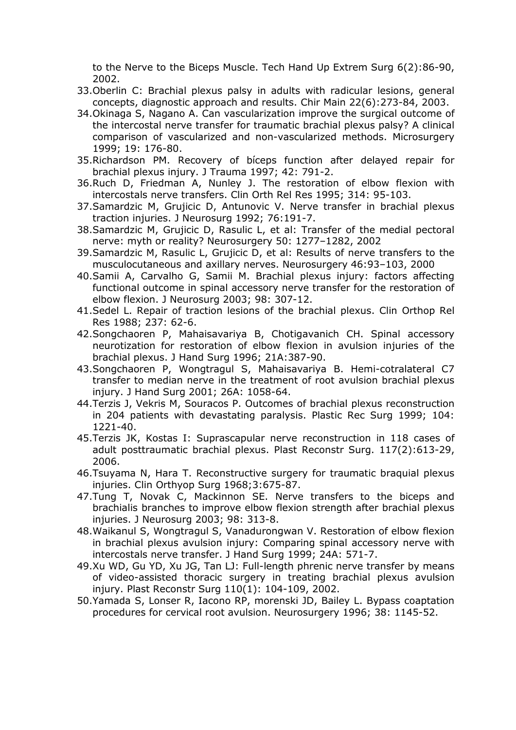to the Nerve to the Biceps Muscle. Tech Hand Up Extrem Surg 6(2):86-90, 2002.

33. Oberlin C: Brachial plexus palsy in adults with radicular lesions, general concepts, diagnostic approach and results. Chir Main 22(6):273-84, 2003.
34. Okinaga S, Nagano A. Can vascularization improve the surgical outcome of the intercostal nerve transfer for traumatic brachial plexus palsy? A clinical comparison of vascularized and non-vascularized methods. Microsurgery 1999; 19: 176-80.
35. Richardson PM. Recovery of bíceps function after delayed repair for brachial plexus injury. J Trauma 1997; 42: 791-2.
36. Ruch D, Friedman A, Nunley J. The restoration of elbow flexion with intercostals nerve transfers. Clin Orth Rel Res 1995; 314: 95-103.
37. Samardzic M, Grujicic D, Antunovic V. Nerve transfer in brachial plexus traction injuries. J Neurosurg 1992; 76:191-7.
38. Samardzic M, Grujicic D, Rasulic L, et al: Transfer of the medial pectoral nerve: myth or reality? Neurosurgery 50: 1277–1282, 2002
39. Samardzic M, Rasulic L, Grujicic D, et al: Results of nerve transfers to the musculocutaneous and axillary nerves. Neurosurgery 46:93–103, 2000
40. Samii A, Carvalho G, Samii M. Brachial plexus injury: factors affecting functional outcome in spinal accessory nerve transfer for the restoration of elbow flexion. J Neurosurg 2003; 98: 307-12.
41. Sedel L. Repair of traction lesions of the brachial plexus. Clin Orthop Rel Res 1988; 237: 62-6.
42. Songchaoren P, Mahaisavariya B, Chotigavanich CH. Spinal accessory neurotization for restoration of elbow flexion in avulsion injuries of the brachial plexus. J Hand Surg 1996; 21A:387-90.
43. Songchaoren P, Wongtragul S, Mahaisavariya B. Hemi-cotralateral C7 transfer to median nerve in the treatment of root avulsion brachial plexus injury. J Hand Surg 2001; 26A: 1058-64.
44. Terzis J, Vekris M, Souracos P. Outcomes of brachial plexus reconstruction in 204 patients with devastating paralysis. Plastic Rec Surg 1999; 104: 1221-40.
45. Terzis JK, Kostas I: Suprascapular nerve reconstruction in 118 cases of adult posttraumatic brachial plexus. Plast Reconstr Surg. 117(2):613-29, 2006.
46. Tsuyama N, Hara T. Reconstructive surgery for traumatic braquial plexus injuries. Clin Orthyop Surg 1968;3:675-87.
47. Tung T, Novak C, Mackinnon SE. Nerve transfers to the biceps and brachialis branches to improve elbow flexion strength after brachial plexus injuries. J Neurosurg 2003; 98: 313-8.
48. Waikanul S, Wongtragul S, Vanadurongwan V. Restoration of elbow flexion in brachial plexus avulsion injury: Comparing spinal accessory nerve with intercostals nerve transfer. J Hand Surg 1999; 24A: 571-7.
49. Xu WD, Gu YD, Xu JG, Tan LJ: Full-length phrenic nerve transfer by means of video-assisted thoracic surgery in treating brachial plexus avulsion injury. Plast Reconstr Surg 110(1): 104-109, 2002.
50. Yamada S, Lonser R, Iacono RP, morenski JD, Bailey L. Bypass coaptation procedures for cervical root avulsion. Neurosurgery 1996; 38: 1145-52.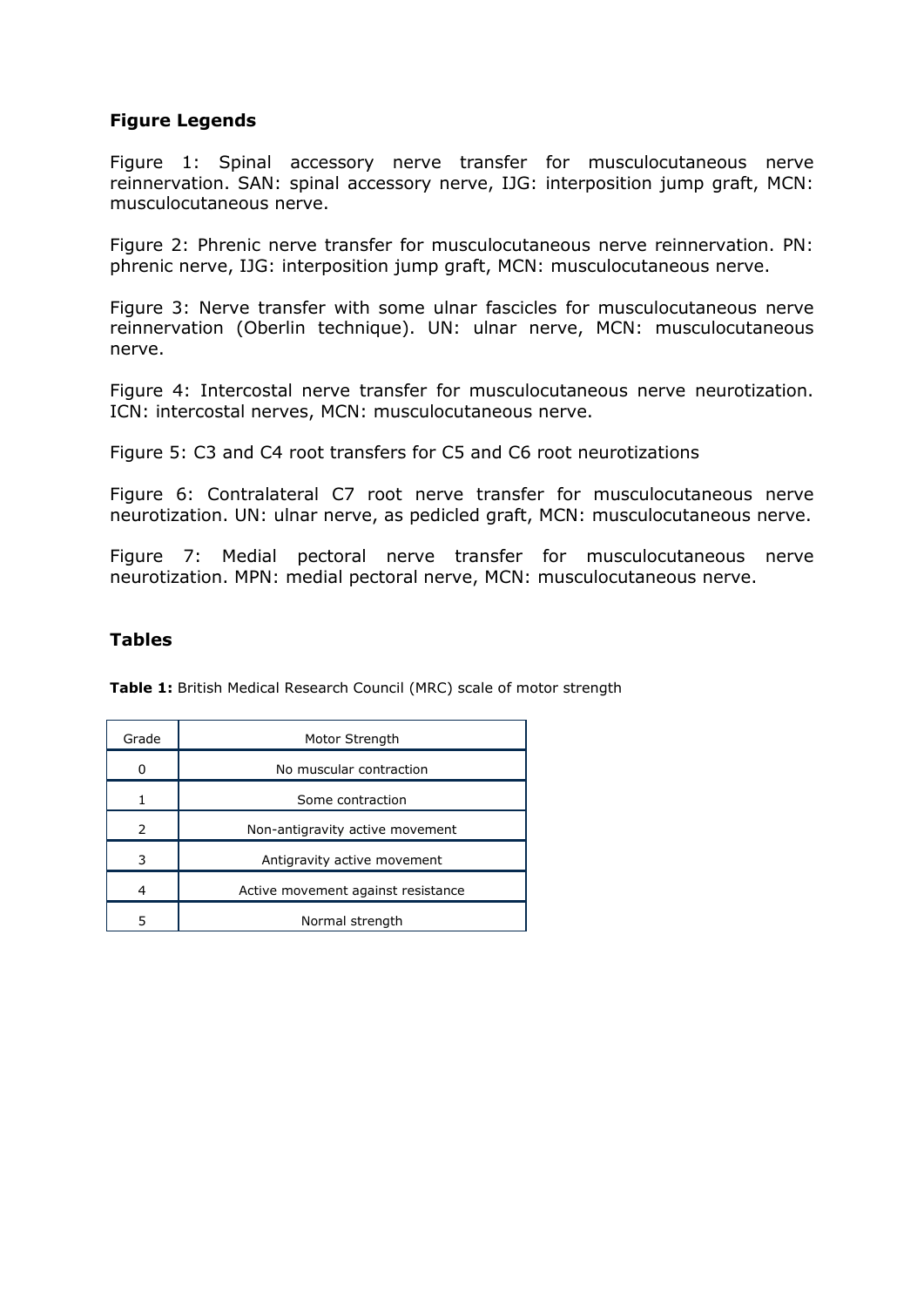## Figure Legends

Figure 1: Spinal accessory nerve transfer for musculocutaneous nerve reinnervation. SAN: spinal accessory nerve, IJG: interposition jump graft, MCN: musculocutaneous nerve.

Figure 2: Phrenic nerve transfer for musculocutaneous nerve reinnervation. PN: phrenic nerve, IJG: interposition jump graft, MCN: musculocutaneous nerve.

Figure 3: Nerve transfer with some ulnar fascicles for musculocutaneous nerve reinnervation (Oberlin technique). UN: ulnar nerve, MCN: musculocutaneous nerve.

Figure 4: Intercostal nerve transfer for musculocutaneous nerve neurotization. ICN: intercostal nerves, MCN: musculocutaneous nerve.

Figure 5: C3 and C4 root transfers for C5 and C6 root neurotizations

Figure 6: Contralateral C7 root nerve transfer for musculocutaneous nerve neurotization. UN: ulnar nerve, as pedicled graft, MCN: musculocutaneous nerve.

Figure 7: Medial pectoral nerve transfer for musculocutaneous nerve neurotization. MPN: medial pectoral nerve, MCN: musculocutaneous nerve.

## Tables

**Table 1:** British Medical Research Council (MRC) scale of motor strength

| Grade | Motor Strength |
|---|---|
| 0 | No muscular contraction |
| 1 | Some contraction |
| 2 | Non-antigravity active movement |
| 3 | Antigravity active movement |
| 4 | Active movement against resistance |
| 5 | Normal strength |